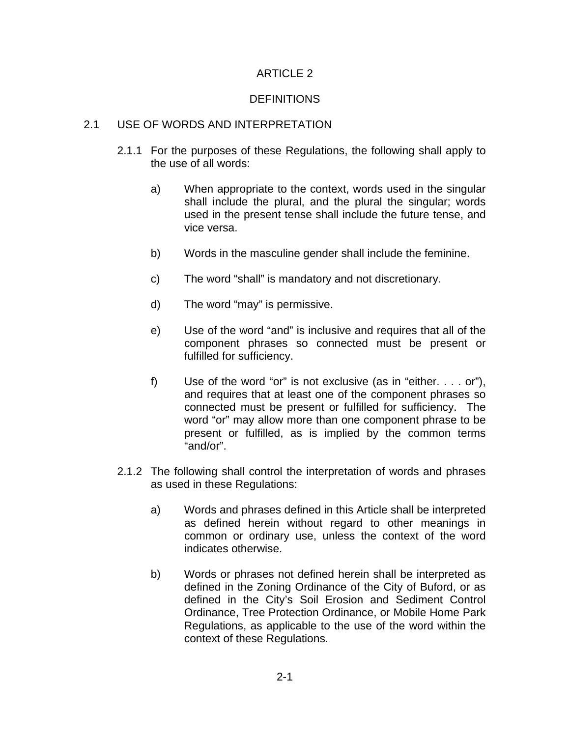# ARTICLE 2

# DEFINITIONS

## 2.1 USE OF WORDS AND INTERPRETATION

2.1.1 For the purposes of these Regulations, the following shall apply to the use of all words:

a) When appropriate to the context, words used in the singular shall include the plural, and the plural the singular; words used in the present tense shall include the future tense, and vice versa.

b) Words in the masculine gender shall include the feminine.

c) The word "shall" is mandatory and not discretionary.

d) The word "may" is permissive.

e) Use of the word "and" is inclusive and requires that all of the component phrases so connected must be present or fulfilled for sufficiency.

f) Use of the word "or" is not exclusive (as in "either. . . . or"), and requires that at least one of the component phrases so connected must be present or fulfilled for sufficiency. The word "or" may allow more than one component phrase to be present or fulfilled, as is implied by the common terms "and/or".

2.1.2 The following shall control the interpretation of words and phrases as used in these Regulations:

a) Words and phrases defined in this Article shall be interpreted as defined herein without regard to other meanings in common or ordinary use, unless the context of the word indicates otherwise.

b) Words or phrases not defined herein shall be interpreted as defined in the Zoning Ordinance of the City of Buford, or as defined in the City's Soil Erosion and Sediment Control Ordinance, Tree Protection Ordinance, or Mobile Home Park Regulations, as applicable to the use of the word within the context of these Regulations.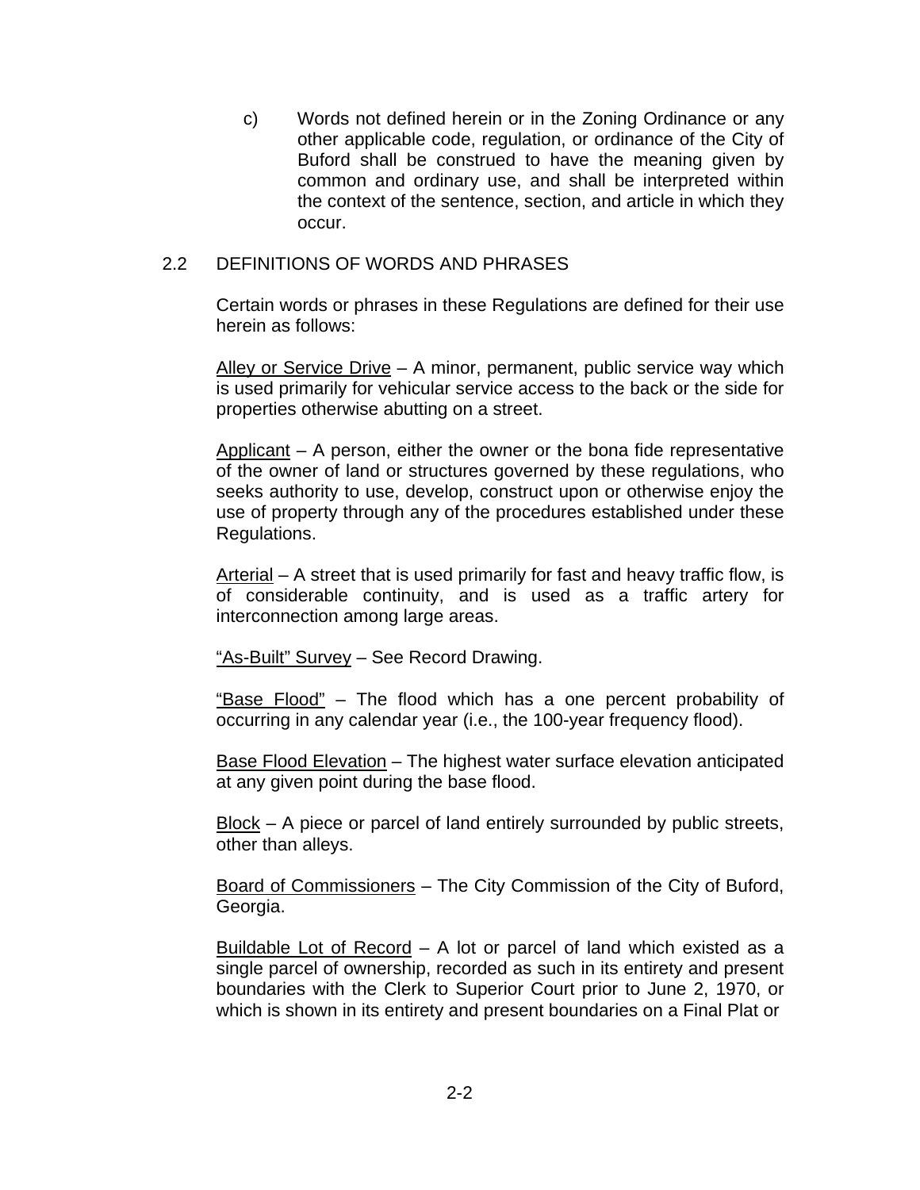c) Words not defined herein or in the Zoning Ordinance or any other applicable code, regulation, or ordinance of the City of Buford shall be construed to have the meaning given by common and ordinary use, and shall be interpreted within the context of the sentence, section, and article in which they occur.

## 2.2 DEFINITIONS OF WORDS AND PHRASES

Certain words or phrases in these Regulations are defined for their use herein as follows:

<u>Alley or Service Drive</u> – A minor, permanent, public service way which is used primarily for vehicular service access to the back or the side for properties otherwise abutting on a street.

<u>Applicant</u> – A person, either the owner or the bona fide representative of the owner of land or structures governed by these regulations, who seeks authority to use, develop, construct upon or otherwise enjoy the use of property through any of the procedures established under these Regulations.

<u>Arterial</u> – A street that is used primarily for fast and heavy traffic flow, is of considerable continuity, and is used as a traffic artery for interconnection among large areas.

<u>"As-Built" Survey</u> – See Record Drawing.

<u>"Base Flood"</u> – The flood which has a one percent probability of occurring in any calendar year (i.e., the 100-year frequency flood).

<u>Base Flood Elevation</u> – The highest water surface elevation anticipated at any given point during the base flood.

<u>Block</u> – A piece or parcel of land entirely surrounded by public streets, other than alleys.

<u>Board of Commissioners</u> – The City Commission of the City of Buford, Georgia.

<u>Buildable Lot of Record</u> – A lot or parcel of land which existed as a single parcel of ownership, recorded as such in its entirety and present boundaries with the Clerk to Superior Court prior to June 2, 1970, or which is shown in its entirety and present boundaries on a Final Plat or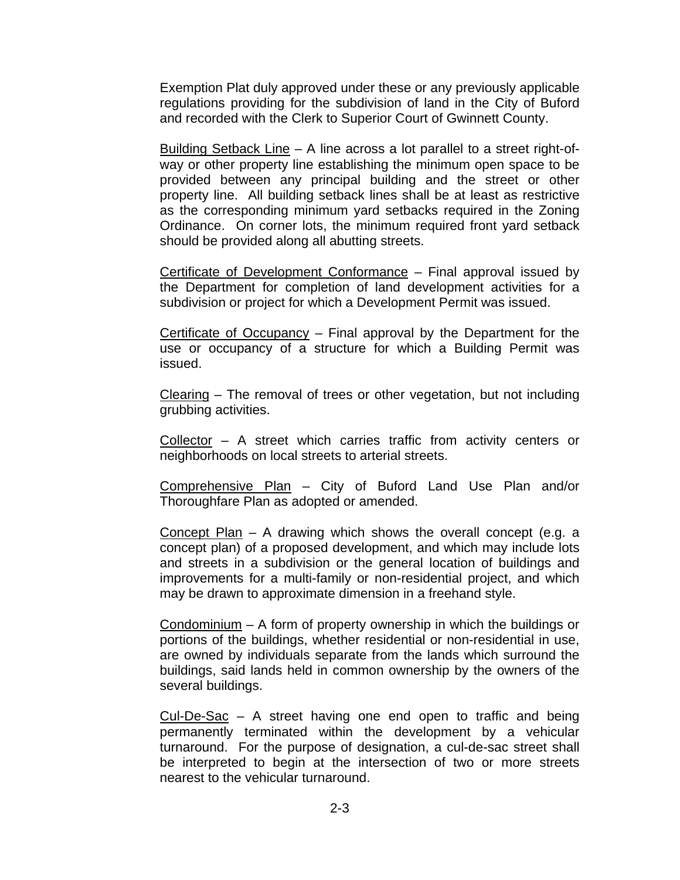Exemption Plat duly approved under these or any previously applicable regulations providing for the subdivision of land in the City of Buford and recorded with the Clerk to Superior Court of Gwinnett County.

<u>Building Setback Line</u> – A line across a lot parallel to a street right-of-way or other property line establishing the minimum open space to be provided between any principal building and the street or other property line. All building setback lines shall be at least as restrictive as the corresponding minimum yard setbacks required in the Zoning Ordinance. On corner lots, the minimum required front yard setback should be provided along all abutting streets.

<u>Certificate of Development Conformance</u> – Final approval issued by the Department for completion of land development activities for a subdivision or project for which a Development Permit was issued.

<u>Certificate of Occupancy</u> – Final approval by the Department for the use or occupancy of a structure for which a Building Permit was issued.

<u>Clearing</u> – The removal of trees or other vegetation, but not including grubbing activities.

<u>Collector</u> – A street which carries traffic from activity centers or neighborhoods on local streets to arterial streets.

<u>Comprehensive Plan</u> – City of Buford Land Use Plan and/or Thoroughfare Plan as adopted or amended.

<u>Concept Plan</u> – A drawing which shows the overall concept (e.g. a concept plan) of a proposed development, and which may include lots and streets in a subdivision or the general location of buildings and improvements for a multi-family or non-residential project, and which may be drawn to approximate dimension in a freehand style.

<u>Condominium</u> – A form of property ownership in which the buildings or portions of the buildings, whether residential or non-residential in use, are owned by individuals separate from the lands which surround the buildings, said lands held in common ownership by the owners of the several buildings.

<u>Cul-De-Sac</u> – A street having one end open to traffic and being permanently terminated within the development by a vehicular turnaround. For the purpose of designation, a cul-de-sac street shall be interpreted to begin at the intersection of two or more streets nearest to the vehicular turnaround.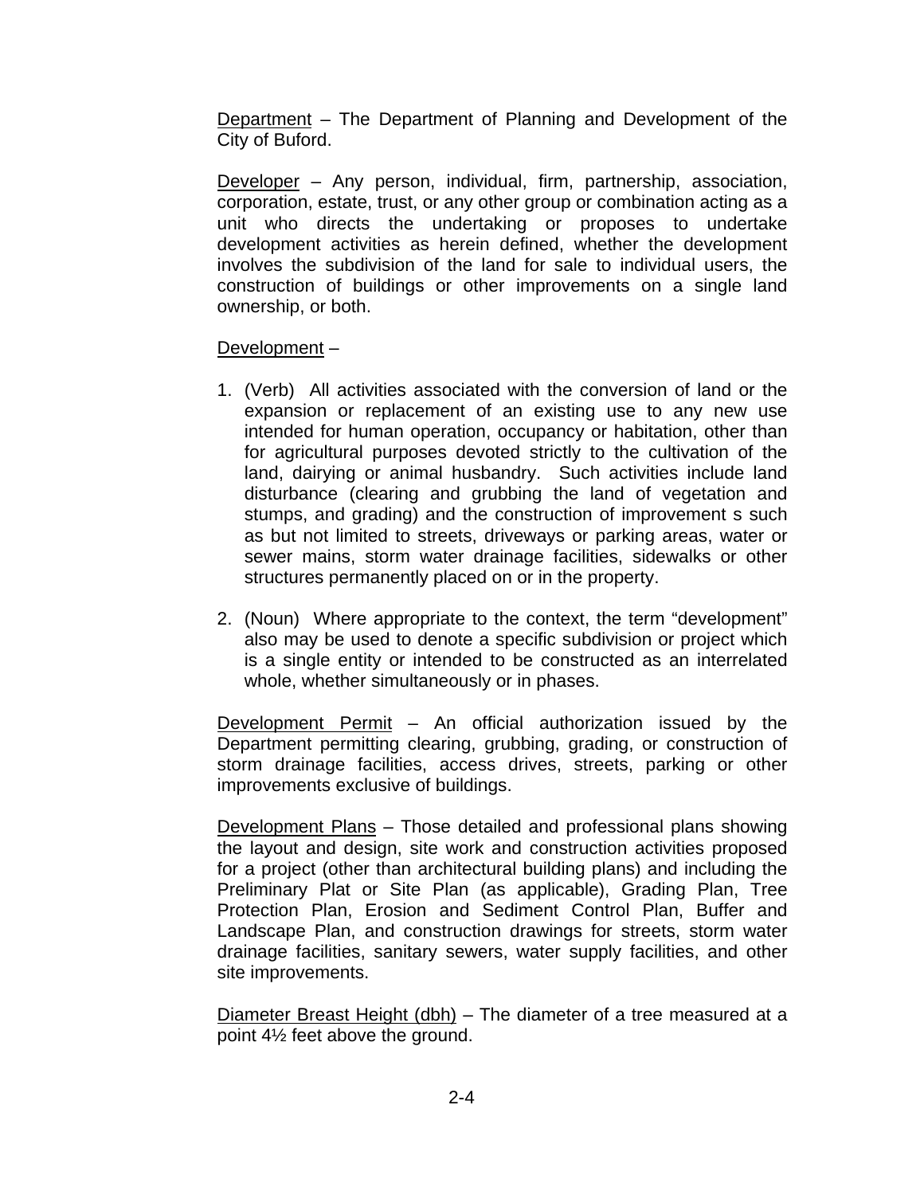Department – The Department of Planning and Development of the City of Buford.

Developer – Any person, individual, firm, partnership, association, corporation, estate, trust, or any other group or combination acting as a unit who directs the undertaking or proposes to undertake development activities as herein defined, whether the development involves the subdivision of the land for sale to individual users, the construction of buildings or other improvements on a single land ownership, or both.

Development –

1. (Verb) All activities associated with the conversion of land or the expansion or replacement of an existing use to any new use intended for human operation, occupancy or habitation, other than for agricultural purposes devoted strictly to the cultivation of the land, dairying or animal husbandry. Such activities include land disturbance (clearing and grubbing the land of vegetation and stumps, and grading) and the construction of improvement s such as but not limited to streets, driveways or parking areas, water or sewer mains, storm water drainage facilities, sidewalks or other structures permanently placed on or in the property.

2. (Noun) Where appropriate to the context, the term "development" also may be used to denote a specific subdivision or project which is a single entity or intended to be constructed as an interrelated whole, whether simultaneously or in phases.

Development Permit – An official authorization issued by the Department permitting clearing, grubbing, grading, or construction of storm drainage facilities, access drives, streets, parking or other improvements exclusive of buildings.

Development Plans – Those detailed and professional plans showing the layout and design, site work and construction activities proposed for a project (other than architectural building plans) and including the Preliminary Plat or Site Plan (as applicable), Grading Plan, Tree Protection Plan, Erosion and Sediment Control Plan, Buffer and Landscape Plan, and construction drawings for streets, storm water drainage facilities, sanitary sewers, water supply facilities, and other site improvements.

Diameter Breast Height (dbh) – The diameter of a tree measured at a point 4½ feet above the ground.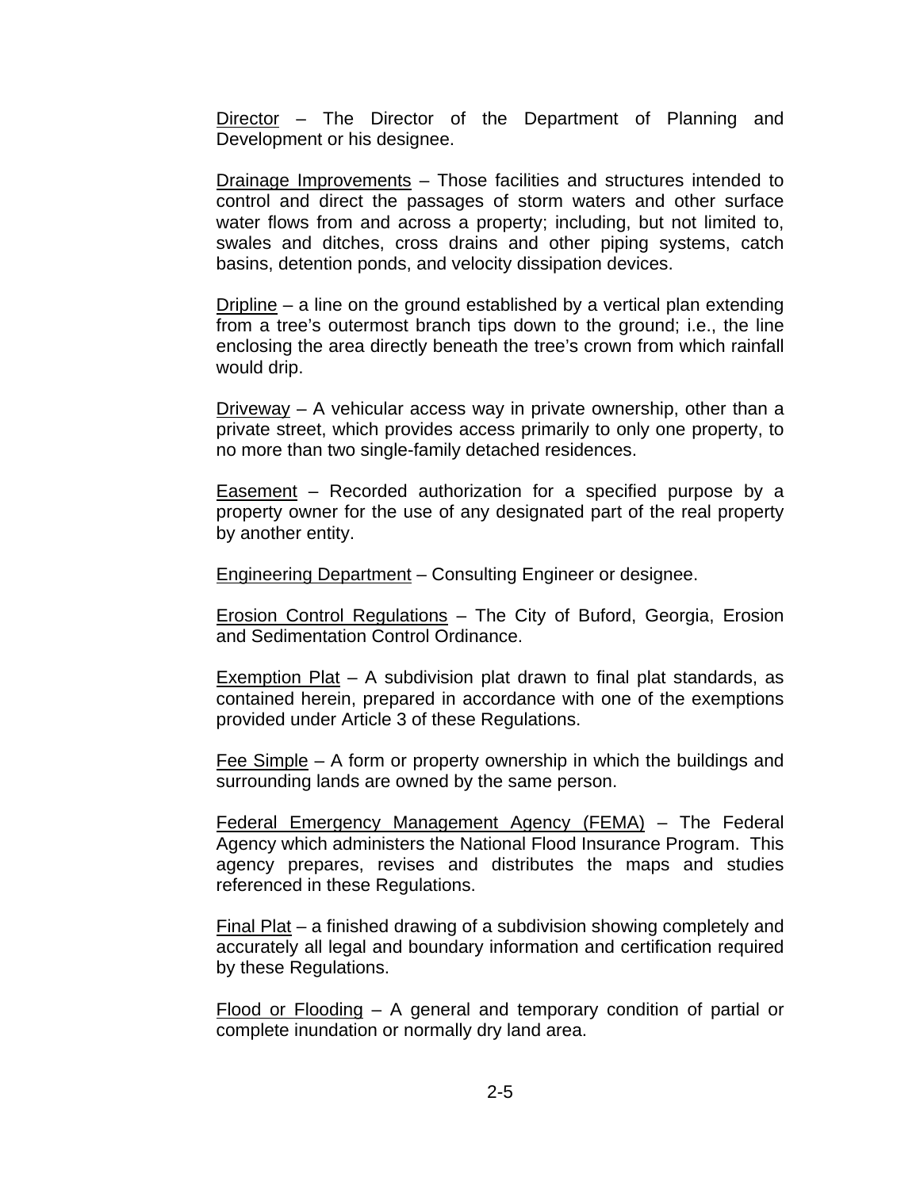<u>Director</u> – The Director of the Department of Planning and Development or his designee.

<u>Drainage Improvements</u> – Those facilities and structures intended to control and direct the passages of storm waters and other surface water flows from and across a property; including, but not limited to, swales and ditches, cross drains and other piping systems, catch basins, detention ponds, and velocity dissipation devices.

<u>Dripline</u> – a line on the ground established by a vertical plan extending from a tree's outermost branch tips down to the ground; i.e., the line enclosing the area directly beneath the tree's crown from which rainfall would drip.

<u>Driveway</u> – A vehicular access way in private ownership, other than a private street, which provides access primarily to only one property, to no more than two single-family detached residences.

<u>Easement</u> – Recorded authorization for a specified purpose by a property owner for the use of any designated part of the real property by another entity.

<u>Engineering Department</u> – Consulting Engineer or designee.

<u>Erosion Control Regulations</u> – The City of Buford, Georgia, Erosion and Sedimentation Control Ordinance.

<u>Exemption Plat</u> – A subdivision plat drawn to final plat standards, as contained herein, prepared in accordance with one of the exemptions provided under Article 3 of these Regulations.

<u>Fee Simple</u> – A form or property ownership in which the buildings and surrounding lands are owned by the same person.

<u>Federal Emergency Management Agency (FEMA)</u> – The Federal Agency which administers the National Flood Insurance Program. This agency prepares, revises and distributes the maps and studies referenced in these Regulations.

<u>Final Plat</u> – a finished drawing of a subdivision showing completely and accurately all legal and boundary information and certification required by these Regulations.

<u>Flood or Flooding</u> – A general and temporary condition of partial or complete inundation or normally dry land area.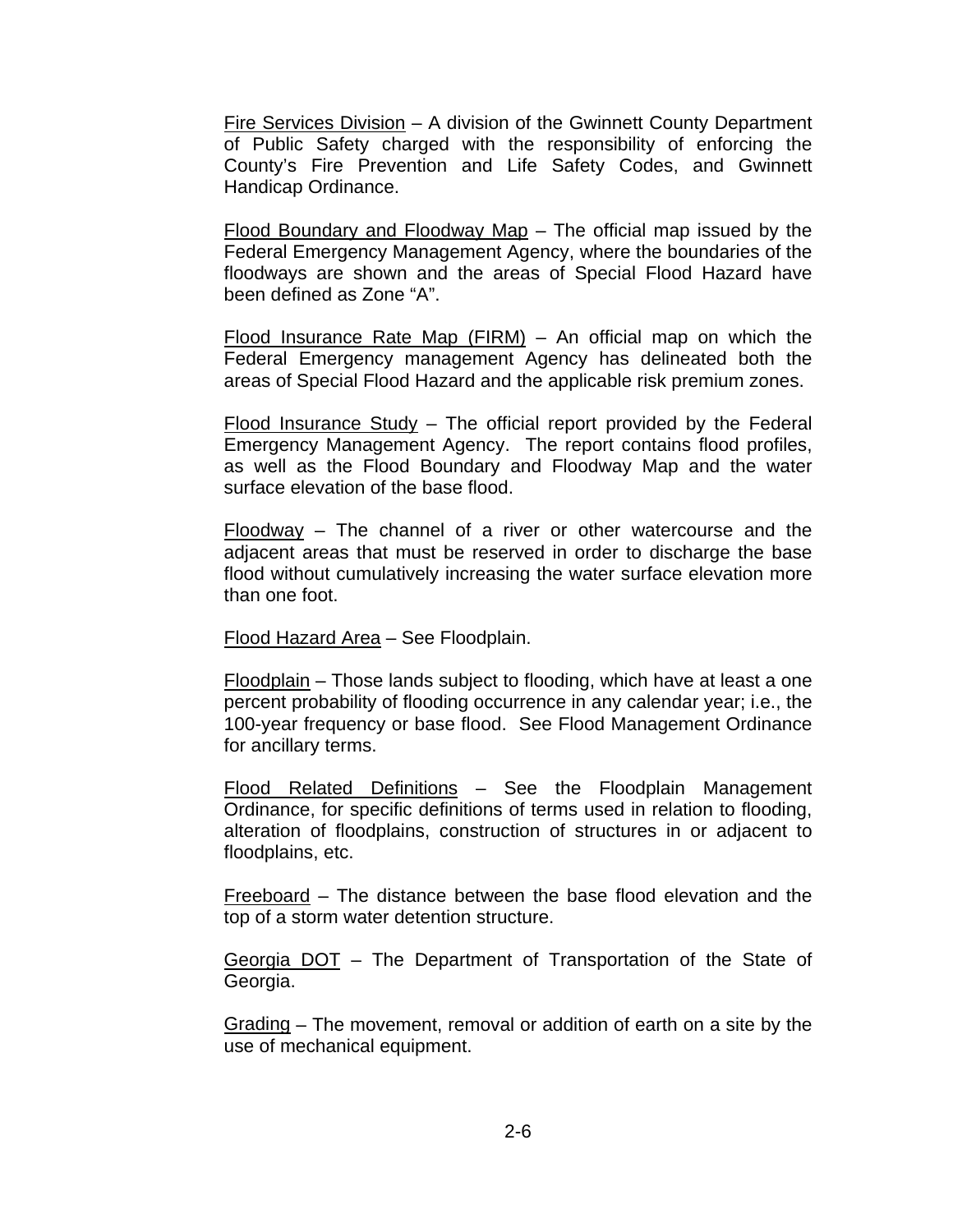<u>Fire Services Division</u> – A division of the Gwinnett County Department of Public Safety charged with the responsibility of enforcing the County's Fire Prevention and Life Safety Codes, and Gwinnett Handicap Ordinance.

<u>Flood Boundary and Floodway Map</u> – The official map issued by the Federal Emergency Management Agency, where the boundaries of the floodways are shown and the areas of Special Flood Hazard have been defined as Zone "A".

<u>Flood Insurance Rate Map (FIRM)</u> – An official map on which the Federal Emergency management Agency has delineated both the areas of Special Flood Hazard and the applicable risk premium zones.

<u>Flood Insurance Study</u> – The official report provided by the Federal Emergency Management Agency. The report contains flood profiles, as well as the Flood Boundary and Floodway Map and the water surface elevation of the base flood.

<u>Floodway</u> – The channel of a river or other watercourse and the adjacent areas that must be reserved in order to discharge the base flood without cumulatively increasing the water surface elevation more than one foot.

<u>Flood Hazard Area</u> – See Floodplain.

<u>Floodplain</u> – Those lands subject to flooding, which have at least a one percent probability of flooding occurrence in any calendar year; i.e., the 100-year frequency or base flood. See Flood Management Ordinance for ancillary terms.

<u>Flood Related Definitions</u> – See the Floodplain Management Ordinance, for specific definitions of terms used in relation to flooding, alteration of floodplains, construction of structures in or adjacent to floodplains, etc.

<u>Freeboard</u> – The distance between the base flood elevation and the top of a storm water detention structure.

<u>Georgia DOT</u> – The Department of Transportation of the State of Georgia.

<u>Grading</u> – The movement, removal or addition of earth on a site by the use of mechanical equipment.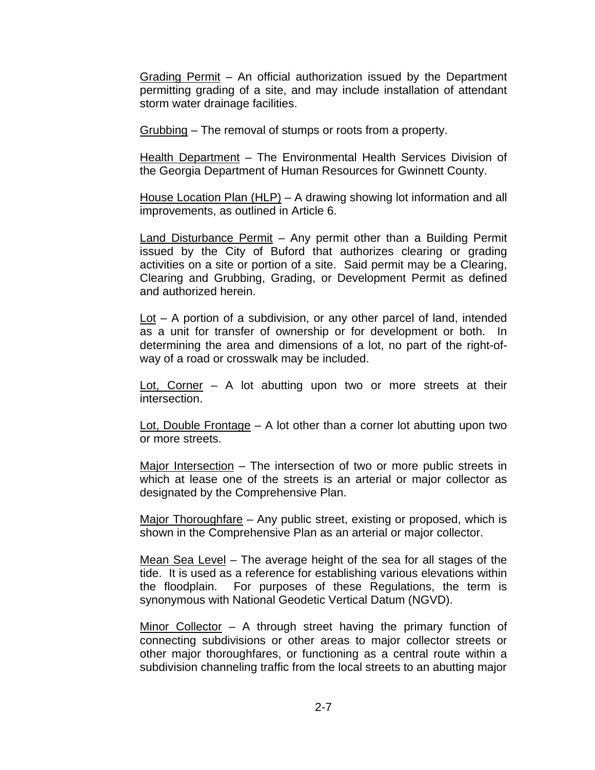<u>Grading Permit</u> – An official authorization issued by the Department permitting grading of a site, and may include installation of attendant storm water drainage facilities.

<u>Grubbing</u> – The removal of stumps or roots from a property.

<u>Health Department</u> – The Environmental Health Services Division of the Georgia Department of Human Resources for Gwinnett County.

<u>House Location Plan (HLP)</u> – A drawing showing lot information and all improvements, as outlined in Article 6.

<u>Land Disturbance Permit</u> – Any permit other than a Building Permit issued by the City of Buford that authorizes clearing or grading activities on a site or portion of a site. Said permit may be a Clearing, Clearing and Grubbing, Grading, or Development Permit as defined and authorized herein.

<u>Lot</u> – A portion of a subdivision, or any other parcel of land, intended as a unit for transfer of ownership or for development or both. In determining the area and dimensions of a lot, no part of the right-of-way of a road or crosswalk may be included.

<u>Lot, Corner</u> – A lot abutting upon two or more streets at their intersection.

<u>Lot, Double Frontage</u> – A lot other than a corner lot abutting upon two or more streets.

<u>Major Intersection</u> – The intersection of two or more public streets in which at lease one of the streets is an arterial or major collector as designated by the Comprehensive Plan.

<u>Major Thoroughfare</u> – Any public street, existing or proposed, which is shown in the Comprehensive Plan as an arterial or major collector.

<u>Mean Sea Level</u> – The average height of the sea for all stages of the tide. It is used as a reference for establishing various elevations within the floodplain. For purposes of these Regulations, the term is synonymous with National Geodetic Vertical Datum (NGVD).

<u>Minor Collector</u> – A through street having the primary function of connecting subdivisions or other areas to major collector streets or other major thoroughfares, or functioning as a central route within a subdivision channeling traffic from the local streets to an abutting major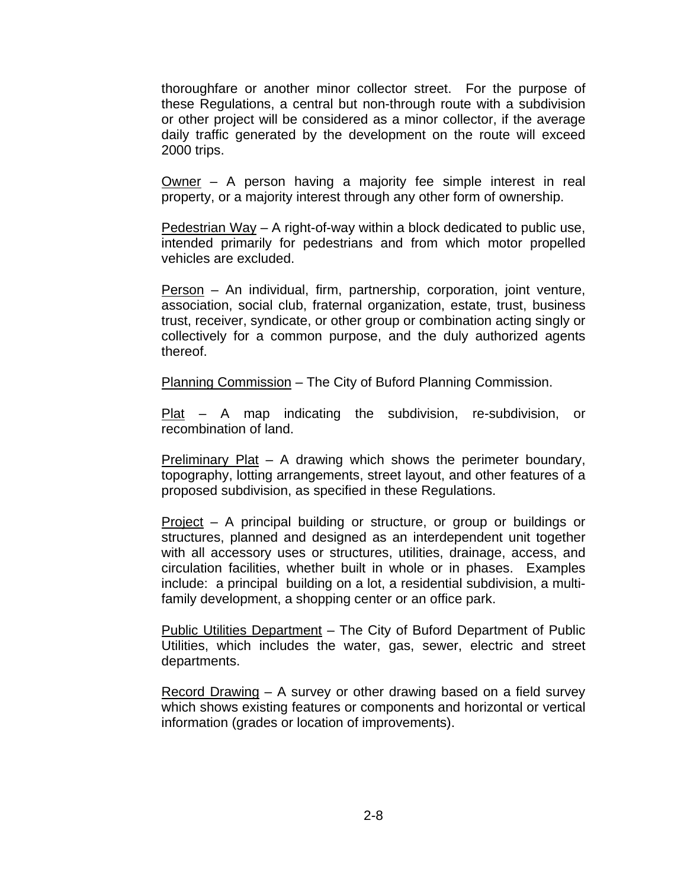thoroughfare or another minor collector street. For the purpose of these Regulations, a central but non-through route with a subdivision or other project will be considered as a minor collector, if the average daily traffic generated by the development on the route will exceed 2000 trips.

<u>Owner</u> – A person having a majority fee simple interest in real property, or a majority interest through any other form of ownership.

<u>Pedestrian Way</u> – A right-of-way within a block dedicated to public use, intended primarily for pedestrians and from which motor propelled vehicles are excluded.

<u>Person</u> – An individual, firm, partnership, corporation, joint venture, association, social club, fraternal organization, estate, trust, business trust, receiver, syndicate, or other group or combination acting singly or collectively for a common purpose, and the duly authorized agents thereof.

<u>Planning Commission</u> – The City of Buford Planning Commission.

<u>Plat</u> – A map indicating the subdivision, re-subdivision, or recombination of land.

<u>Preliminary Plat</u> – A drawing which shows the perimeter boundary, topography, lotting arrangements, street layout, and other features of a proposed subdivision, as specified in these Regulations.

<u>Project</u> – A principal building or structure, or group or buildings or structures, planned and designed as an interdependent unit together with all accessory uses or structures, utilities, drainage, access, and circulation facilities, whether built in whole or in phases. Examples include: a principal building on a lot, a residential subdivision, a multi-family development, a shopping center or an office park.

<u>Public Utilities Department</u> – The City of Buford Department of Public Utilities, which includes the water, gas, sewer, electric and street departments.

<u>Record Drawing</u> – A survey or other drawing based on a field survey which shows existing features or components and horizontal or vertical information (grades or location of improvements).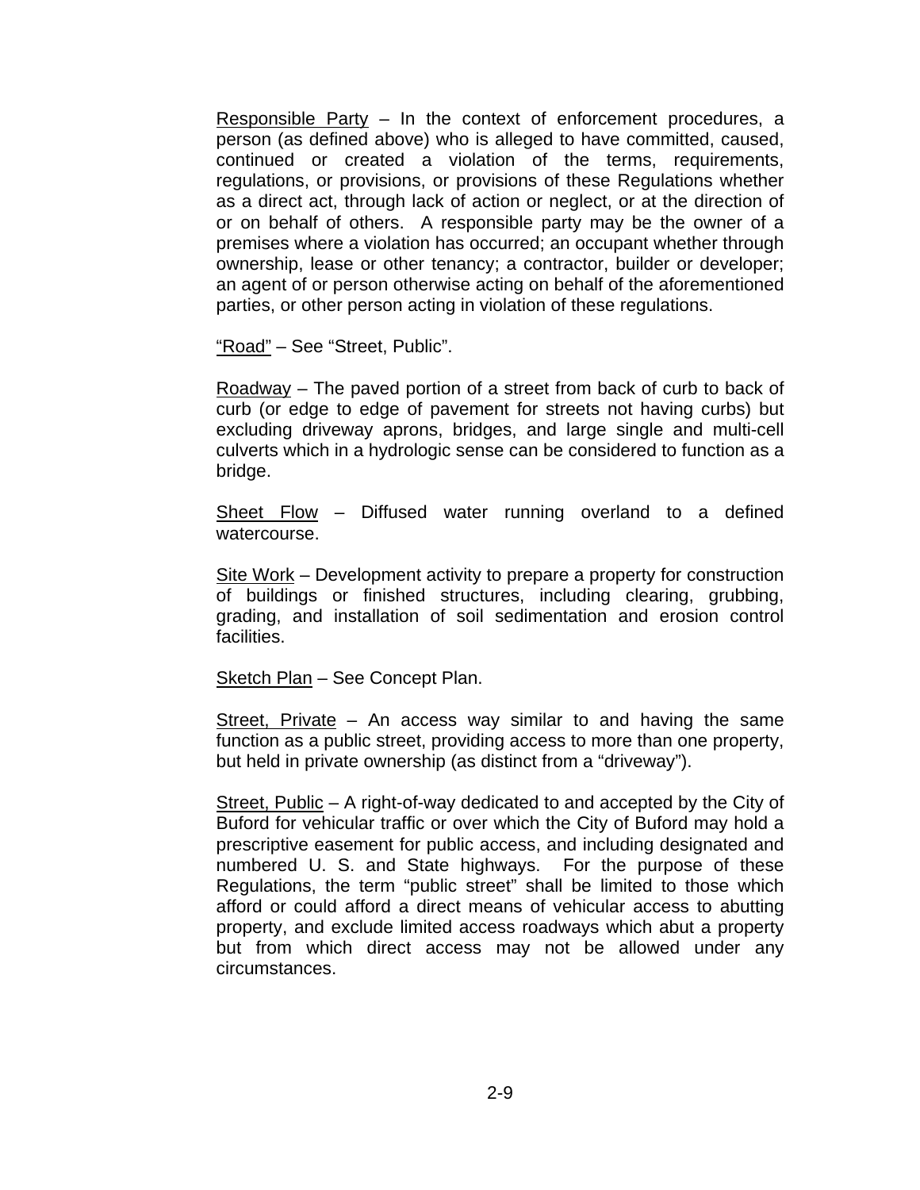Responsible Party – In the context of enforcement procedures, a person (as defined above) who is alleged to have committed, caused, continued or created a violation of the terms, requirements, regulations, or provisions, or provisions of these Regulations whether as a direct act, through lack of action or neglect, or at the direction of or on behalf of others. A responsible party may be the owner of a premises where a violation has occurred; an occupant whether through ownership, lease or other tenancy; a contractor, builder or developer; an agent of or person otherwise acting on behalf of the aforementioned parties, or other person acting in violation of these regulations.

"Road" – See "Street, Public".

Roadway – The paved portion of a street from back of curb to back of curb (or edge to edge of pavement for streets not having curbs) but excluding driveway aprons, bridges, and large single and multi-cell culverts which in a hydrologic sense can be considered to function as a bridge.

Sheet Flow – Diffused water running overland to a defined watercourse.

Site Work – Development activity to prepare a property for construction of buildings or finished structures, including clearing, grubbing, grading, and installation of soil sedimentation and erosion control facilities.

Sketch Plan – See Concept Plan.

Street, Private – An access way similar to and having the same function as a public street, providing access to more than one property, but held in private ownership (as distinct from a "driveway").

Street, Public – A right-of-way dedicated to and accepted by the City of Buford for vehicular traffic or over which the City of Buford may hold a prescriptive easement for public access, and including designated and numbered U. S. and State highways. For the purpose of these Regulations, the term "public street" shall be limited to those which afford or could afford a direct means of vehicular access to abutting property, and exclude limited access roadways which abut a property but from which direct access may not be allowed under any circumstances.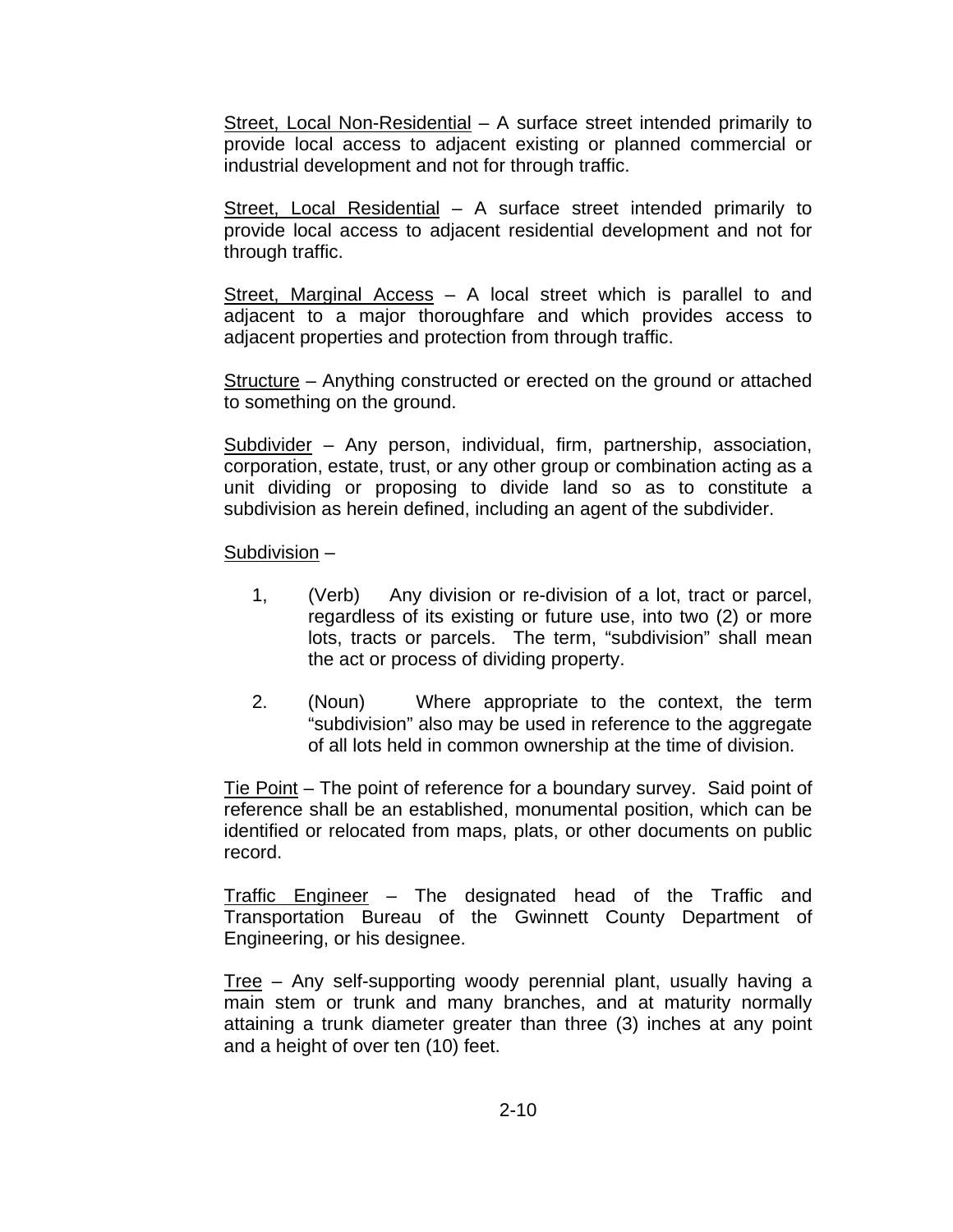<u>Street, Local Non-Residential</u> – A surface street intended primarily to provide local access to adjacent existing or planned commercial or industrial development and not for through traffic.

<u>Street, Local Residential</u> – A surface street intended primarily to provide local access to adjacent residential development and not for through traffic.

<u>Street, Marginal Access</u> – A local street which is parallel to and adjacent to a major thoroughfare and which provides access to adjacent properties and protection from through traffic.

<u>Structure</u> – Anything constructed or erected on the ground or attached to something on the ground.

<u>Subdivider</u> – Any person, individual, firm, partnership, association, corporation, estate, trust, or any other group or combination acting as a unit dividing or proposing to divide land so as to constitute a subdivision as herein defined, including an agent of the subdivider.

<u>Subdivision</u> –

1, (Verb) Any division or re-division of a lot, tract or parcel, regardless of its existing or future use, into two (2) or more lots, tracts or parcels. The term, "subdivision" shall mean the act or process of dividing property.

2. (Noun) Where appropriate to the context, the term "subdivision" also may be used in reference to the aggregate of all lots held in common ownership at the time of division.

<u>Tie Point</u> – The point of reference for a boundary survey. Said point of reference shall be an established, monumental position, which can be identified or relocated from maps, plats, or other documents on public record.

<u>Traffic Engineer</u> – The designated head of the Traffic and Transportation Bureau of the Gwinnett County Department of Engineering, or his designee.

<u>Tree</u> – Any self-supporting woody perennial plant, usually having a main stem or trunk and many branches, and at maturity normally attaining a trunk diameter greater than three (3) inches at any point and a height of over ten (10) feet.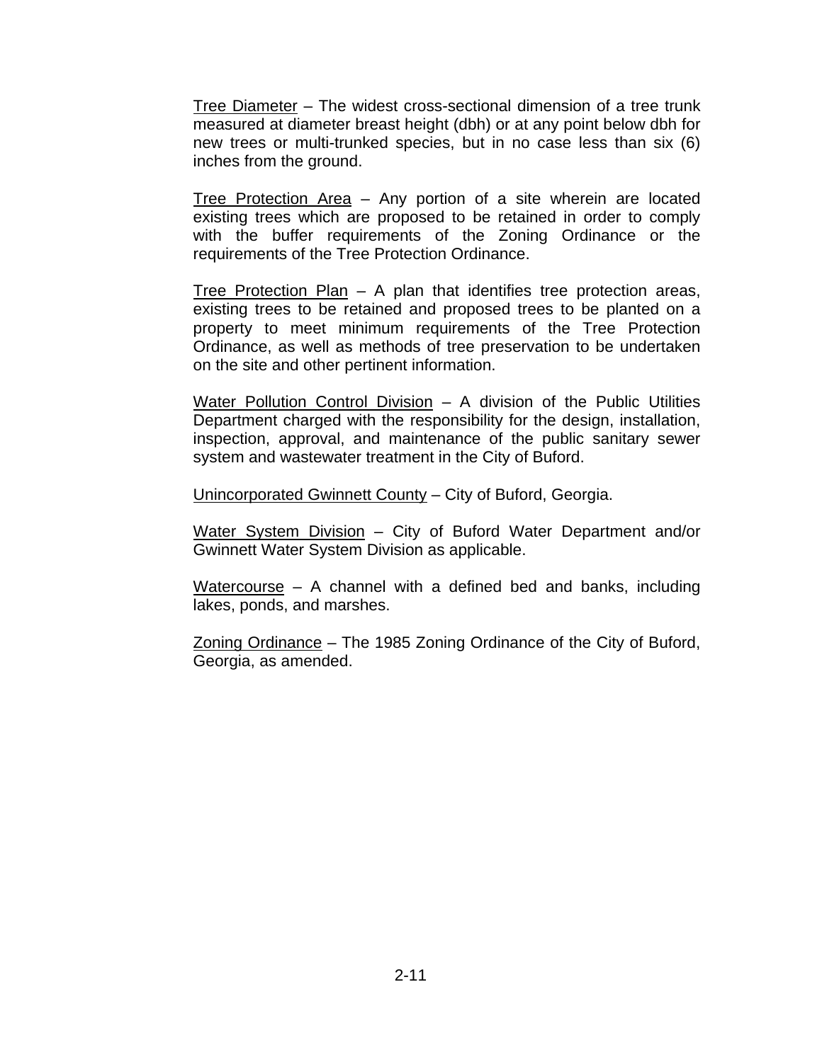<u>Tree Diameter</u> – The widest cross-sectional dimension of a tree trunk measured at diameter breast height (dbh) or at any point below dbh for new trees or multi-trunked species, but in no case less than six (6) inches from the ground.

<u>Tree Protection Area</u> – Any portion of a site wherein are located existing trees which are proposed to be retained in order to comply with the buffer requirements of the Zoning Ordinance or the requirements of the Tree Protection Ordinance.

<u>Tree Protection Plan</u> – A plan that identifies tree protection areas, existing trees to be retained and proposed trees to be planted on a property to meet minimum requirements of the Tree Protection Ordinance, as well as methods of tree preservation to be undertaken on the site and other pertinent information.

<u>Water Pollution Control Division</u> – A division of the Public Utilities Department charged with the responsibility for the design, installation, inspection, approval, and maintenance of the public sanitary sewer system and wastewater treatment in the City of Buford.

<u>Unincorporated Gwinnett County</u> – City of Buford, Georgia.

<u>Water System Division</u> – City of Buford Water Department and/or Gwinnett Water System Division as applicable.

<u>Watercourse</u> – A channel with a defined bed and banks, including lakes, ponds, and marshes.

<u>Zoning Ordinance</u> – The 1985 Zoning Ordinance of the City of Buford, Georgia, as amended.